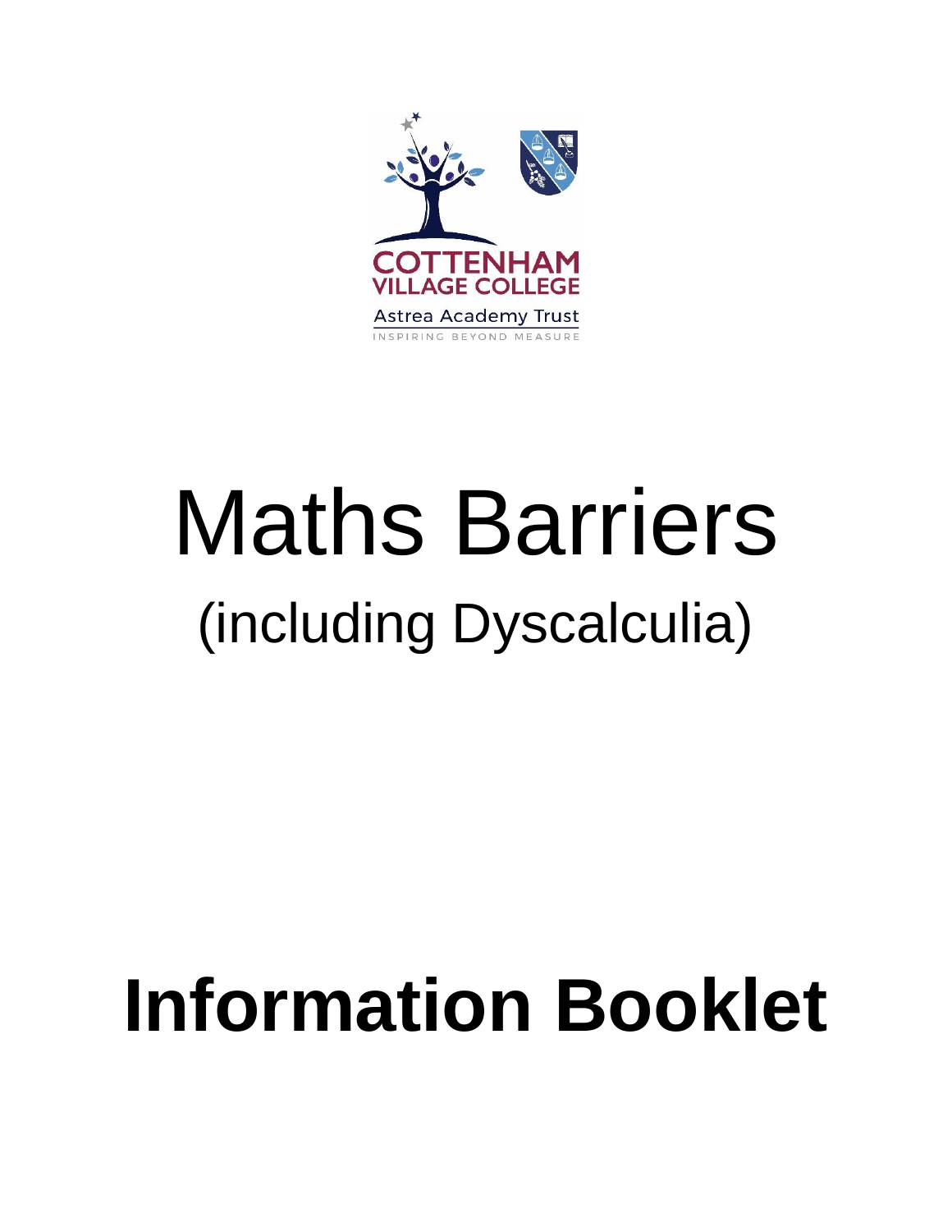COTTENHAM VILLAGE COLLEGE

Astrea Academy Trust

INSPIRING BEYOND MEASURE

# Maths Barriers

## (including Dyscalculia)

# **Information Booklet**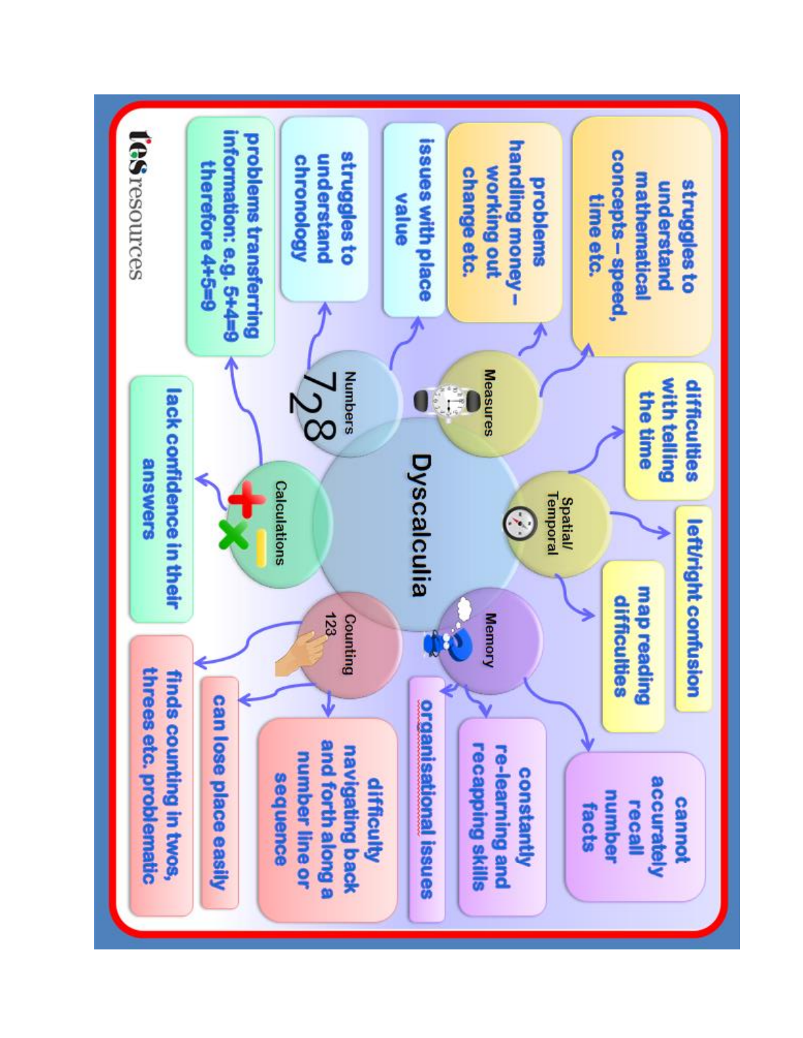# Dyscalculia

## Measures
- struggles to understand mathematical concepts – speed, time etc.
- problems handling money – working out change etc.

## Spatial/Temporal
- difficulties with telling the time
- left/right confusion
- map reading difficulties

## Memory
- cannot accurately recall number facts
- constantly re-learning and recapping skills
- organisational issues

## Counting 123
- difficulty navigating back and forth along a number line or sequence
- can lose place easily
- finds counting in twos, threes etc. problematic

## Calculations
- lack confidence in their answers
- problems transferring information: e.g. 5+4=9 therefore 4+5=9

## Numbers 728
- struggles to understand chronology
- issues with place value

tes resources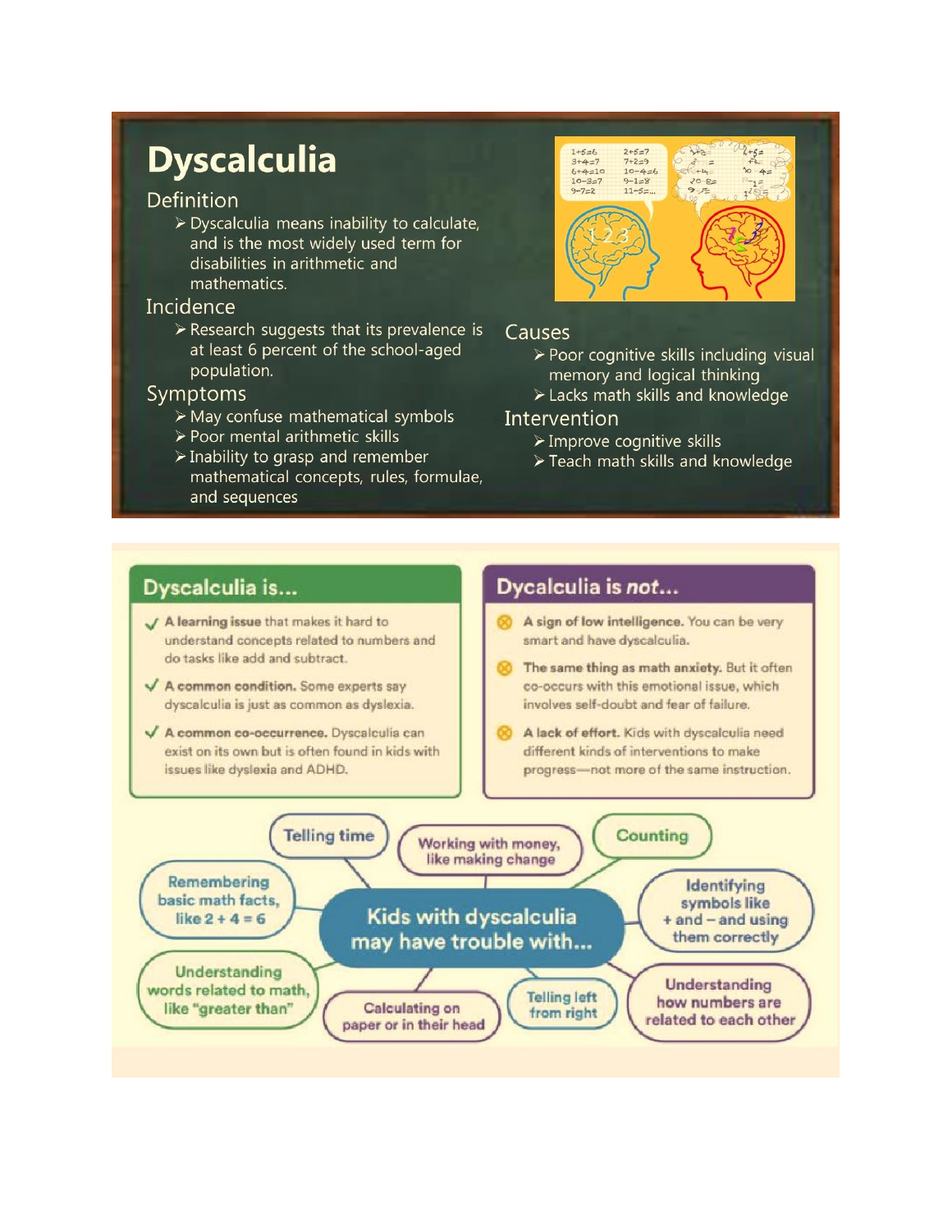# Dyscalculia

## Definition

- Dyscalculia means inability to calculate, and is the most widely used term for disabilities in arithmetic and mathematics.

## Incidence

- Research suggests that its prevalence is at least 6 percent of the school-aged population.

## Symptoms

- May confuse mathematical symbols
- Poor mental arithmetic skills
- Inability to grasp and remember mathematical concepts, rules, formulae, and sequences

## Causes

- Poor cognitive skills including visual memory and logical thinking
- Lacks math skills and knowledge

## Intervention

- Improve cognitive skills
- Teach math skills and knowledge

## Dyscalculia is...

- **A learning issue** that makes it hard to understand concepts related to numbers and do tasks like add and subtract.
- **A common condition.** Some experts say dyscalculia is just as common as dyslexia.
- **A common co-occurrence.** Dyscalculia can exist on its own but is often found in kids with issues like dyslexia and ADHD.

## Dycalculia is *not*...

- **A sign of low intelligence.** You can be very smart and have dyscalculia.
- **The same thing as math anxiety.** But it often co-occurs with this emotional issue, which involves self-doubt and fear of failure.
- **A lack of effort.** Kids with dyscalculia need different kinds of interventions to make progress—not more of the same instruction.

## Kids with dyscalculia may have trouble with...

- Telling time
- Working with money, like making change
- Counting
- Remembering basic math facts, like 2 + 4 = 6
- Identifying symbols like + and – and using them correctly
- Understanding words related to math, like "greater than"
- Calculating on paper or in their head
- Telling left from right
- Understanding how numbers are related to each other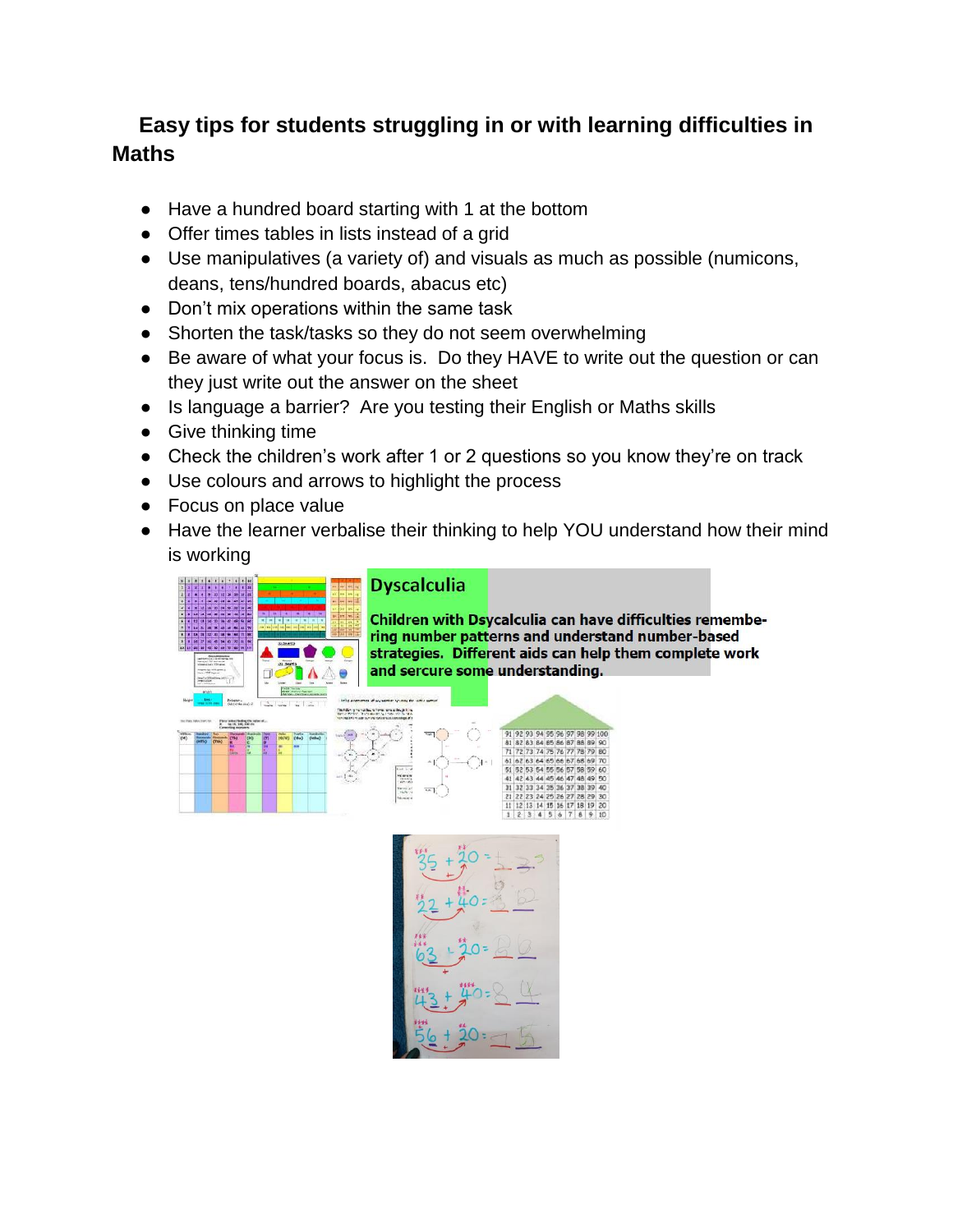## Easy tips for students struggling in or with learning difficulties in Maths

- Have a hundred board starting with 1 at the bottom
- Offer times tables in lists instead of a grid
- Use manipulatives (a variety of) and visuals as much as possible (numicons, deans, tens/hundred boards, abacus etc)
- Don't mix operations within the same task
- Shorten the task/tasks so they do not seem overwhelming
- Be aware of what your focus is. Do they HAVE to write out the question or can they just write out the answer on the sheet
- Is language a barrier? Are you testing their English or Maths skills
- Give thinking time
- Check the children's work after 1 or 2 questions so you know they're on track
- Use colours and arrows to highlight the process
- Focus on place value
- Have the learner verbalise their thinking to help YOU understand how their mind is working

**Dyscalculia**

**Children with Dyscalculia can have difficulties remembering number patterns and understand number-based strategies. Different aids can help them complete work and sercure some understanding.**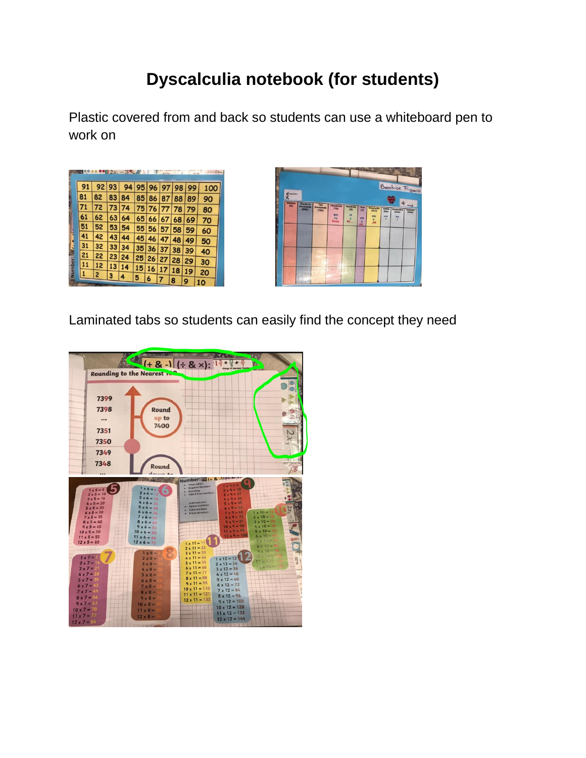# Dyscalculia notebook (for students)

Plastic covered from and back so students can use a whiteboard pen to work on

Laminated tabs so students can easily find the concept they need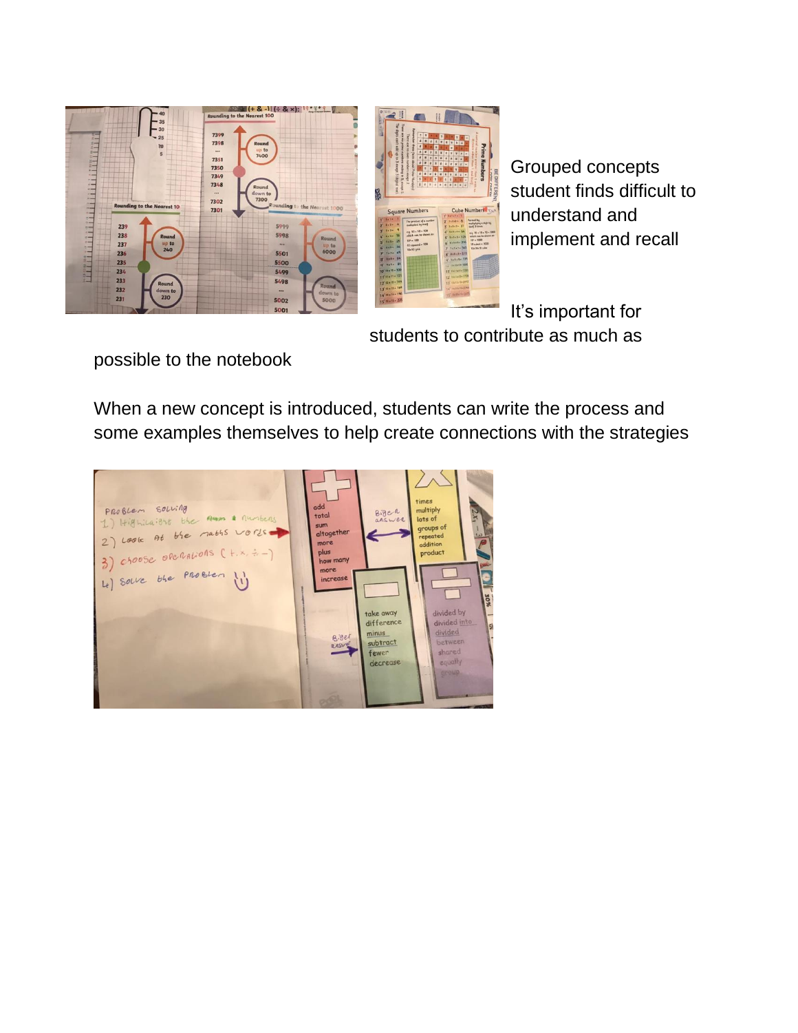Grouped concepts student finds difficult to understand and implement and recall

It's important for students to contribute as much as possible to the notebook

When a new concept is introduced, students can write the process and some examples themselves to help create connections with the strategies